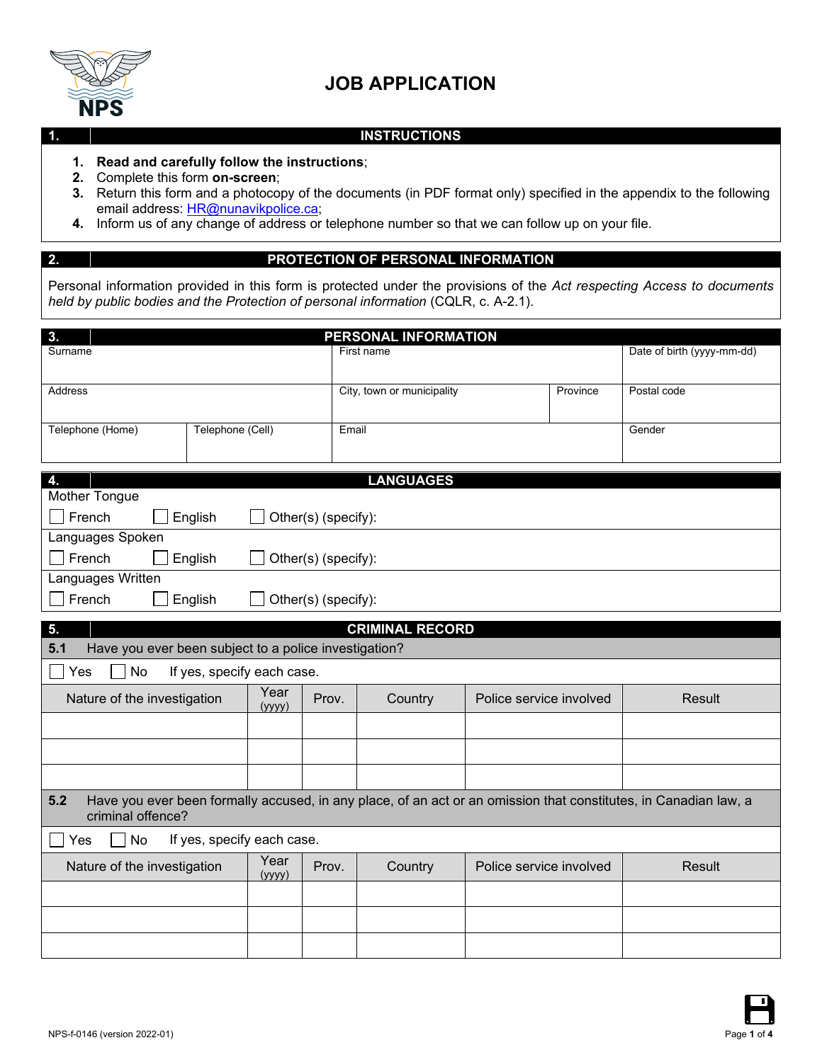# JOB APPLICATION

## 1. INSTRUCTIONS

1. **Read and carefully follow the instructions**;
2. Complete this form **on-screen**;
3. Return this form and a photocopy of the documents (in PDF format only) specified in the appendix to the following email address: HR@nunavikpolice.ca;
4. Inform us of any change of address or telephone number so that we can follow up on your file.

## 2. PROTECTION OF PERSONAL INFORMATION

Personal information provided in this form is protected under the provisions of the *Act respecting Access to documents held by public bodies and the Protection of personal information* (CQLR, c. A-2.1).

## 3. PERSONAL INFORMATION

| Surname | | First name | | Date of birth (yyyy-mm-dd) |
|---|---|---|---|---|
| | | | | |
| Address | | City, town or municipality | Province | Postal code |
| | | | | |
| Telephone (Home) | Telephone (Cell) | Email | | Gender |
| | | | | |

## 4. LANGUAGES

Mother Tongue

☐ French ☐ English ☐ Other(s) (specify):

Languages Spoken

☐ French ☐ English ☐ Other(s) (specify):

Languages Written

☐ French ☐ English ☐ Other(s) (specify):

## 5. CRIMINAL RECORD

**5.1** Have you ever been subject to a police investigation?

☐ Yes ☐ No If yes, specify each case.

| Nature of the investigation | Year (yyyy) | Prov. | Country | Police service involved | Result |
|---|---|---|---|---|---|
| | | | | | |
| | | | | | |
| | | | | | |

**5.2** Have you ever been formally accused, in any place, of an act or an omission that constitutes, in Canadian law, a criminal offence?

☐ Yes ☐ No If yes, specify each case.

| Nature of the investigation | Year (yyyy) | Prov. | Country | Police service involved | Result |
|---|---|---|---|---|---|
| | | | | | |
| | | | | | |
| | | | | | |

NPS-f-0146 (version 2022-01)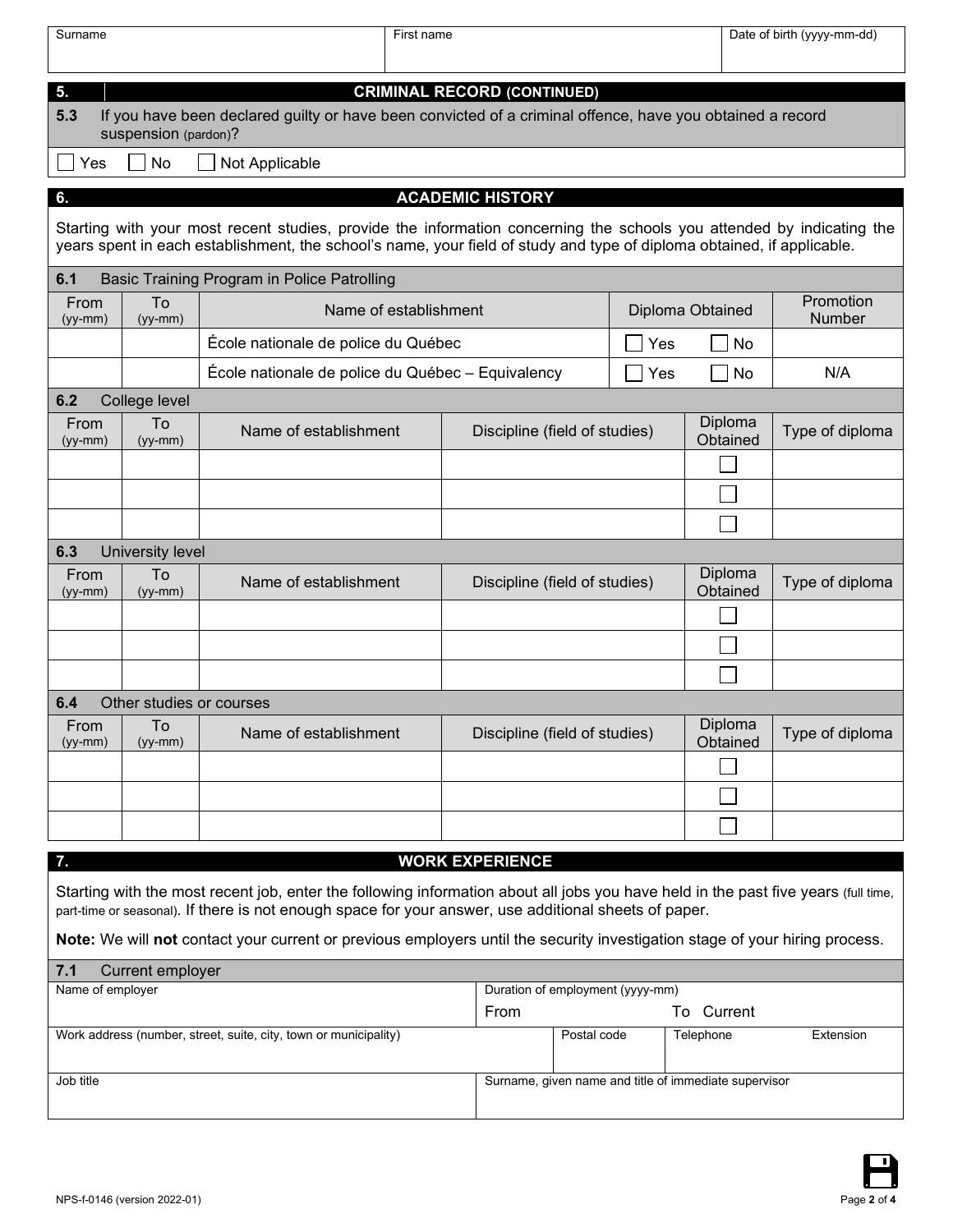| Surname | First name | Date of birth (yyyy-mm-dd) |
| --- | --- | --- |
| | | |

## 5. CRIMINAL RECORD (CONTINUED)

**5.3** If you have been declared guilty or have been convicted of a criminal offence, have you obtained a record suspension (pardon)?

☐ Yes ☐ No ☐ Not Applicable

## 6. ACADEMIC HISTORY

Starting with your most recent studies, provide the information concerning the schools you attended by indicating the years spent in each establishment, the school's name, your field of study and type of diploma obtained, if applicable.

### 6.1 Basic Training Program in Police Patrolling

| From (yy-mm) | To (yy-mm) | Name of establishment | Diploma Obtained | Promotion Number |
| --- | --- | --- | --- | --- |
| | | École nationale de police du Québec | ☐ Yes ☐ No | |
| | | École nationale de police du Québec – Equivalency | ☐ Yes ☐ No | N/A |

### 6.2 College level

| From (yy-mm) | To (yy-mm) | Name of establishment | Discipline (field of studies) | Diploma Obtained | Type of diploma |
| --- | --- | --- | --- | --- | --- |
| | | | | ☐ | |
| | | | | ☐ | |
| | | | | ☐ | |

### 6.3 University level

| From (yy-mm) | To (yy-mm) | Name of establishment | Discipline (field of studies) | Diploma Obtained | Type of diploma |
| --- | --- | --- | --- | --- | --- |
| | | | | ☐ | |
| | | | | ☐ | |
| | | | | ☐ | |

### 6.4 Other studies or courses

| From (yy-mm) | To (yy-mm) | Name of establishment | Discipline (field of studies) | Diploma Obtained | Type of diploma |
| --- | --- | --- | --- | --- | --- |
| | | | | ☐ | |
| | | | | ☐ | |
| | | | | ☐ | |

## 7. WORK EXPERIENCE

Starting with the most recent job, enter the following information about all jobs you have held in the past five years (full time, part-time or seasonal). If there is not enough space for your answer, use additional sheets of paper.

**Note:** We will **not** contact your current or previous employers until the security investigation stage of your hiring process.

### 7.1 Current employer

| Name of employer | Duration of employment (yyyy-mm) From | To Current | |
| --- | --- | --- | --- |
| | | | |

| Work address (number, street, suite, city, town or municipality) | Postal code | Telephone | Extension |
| --- | --- | --- | --- |
| | | | |

| Job title | Surname, given name and title of immediate supervisor |
| --- | --- |
| | |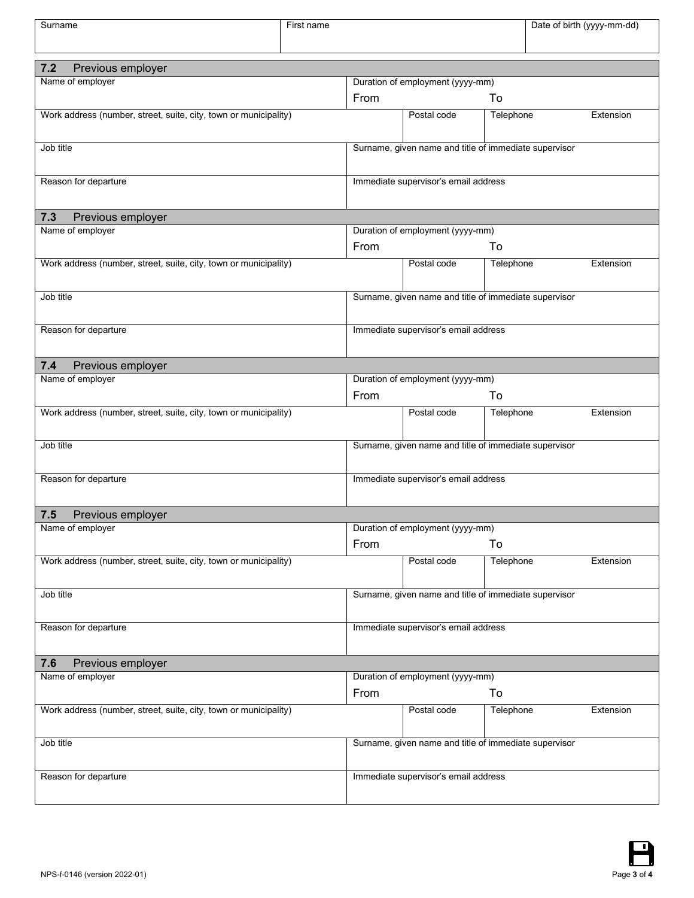| Surname | First name | Date of birth (yyyy-mm-dd) |
|---|---|---|
| | | |

## 7.2 Previous employer

| Name of employer | Duration of employment (yyyy-mm) From To | | |
|---|---|---|---|
| Work address (number, street, suite, city, town or municipality) | Postal code | Telephone | Extension |
| Job title | Surname, given name and title of immediate supervisor | | |
| Reason for departure | Immediate supervisor's email address | | |

## 7.3 Previous employer

| Name of employer | Duration of employment (yyyy-mm) From To | | |
|---|---|---|---|
| Work address (number, street, suite, city, town or municipality) | Postal code | Telephone | Extension |
| Job title | Surname, given name and title of immediate supervisor | | |
| Reason for departure | Immediate supervisor's email address | | |

## 7.4 Previous employer

| Name of employer | Duration of employment (yyyy-mm) From To | | |
|---|---|---|---|
| Work address (number, street, suite, city, town or municipality) | Postal code | Telephone | Extension |
| Job title | Surname, given name and title of immediate supervisor | | |
| Reason for departure | Immediate supervisor's email address | | |

## 7.5 Previous employer

| Name of employer | Duration of employment (yyyy-mm) From To | | |
|---|---|---|---|
| Work address (number, street, suite, city, town or municipality) | Postal code | Telephone | Extension |
| Job title | Surname, given name and title of immediate supervisor | | |
| Reason for departure | Immediate supervisor's email address | | |

## 7.6 Previous employer

| Name of employer | Duration of employment (yyyy-mm) From To | | |
|---|---|---|---|
| Work address (number, street, suite, city, town or municipality) | Postal code | Telephone | Extension |
| Job title | Surname, given name and title of immediate supervisor | | |
| Reason for departure | Immediate supervisor's email address | | |

NPS-f-0146 (version 2022-01)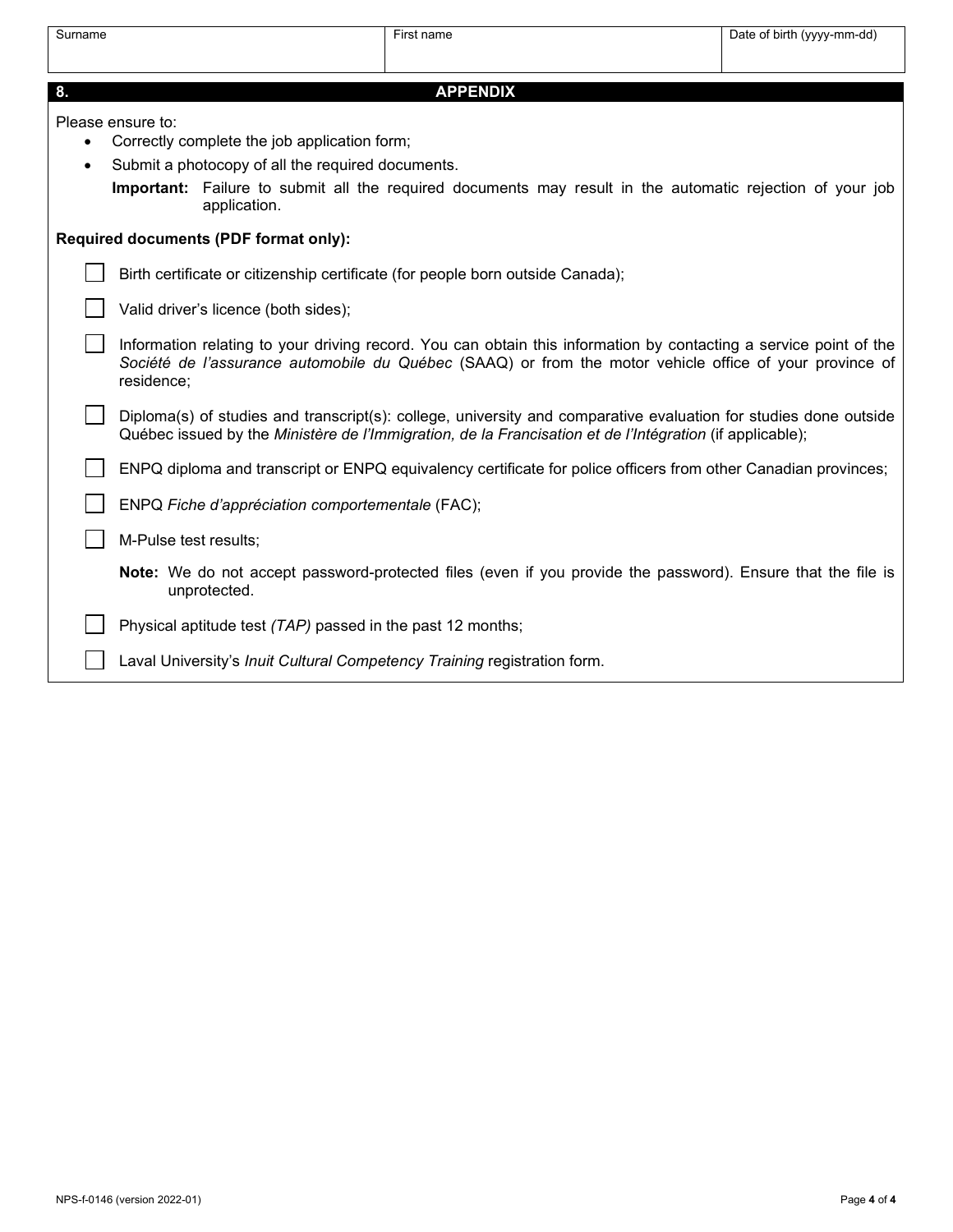| Surname | First name | Date of birth (yyyy-mm-dd) |
|---|---|---|
| | | |

## 8. APPENDIX

Please ensure to:

- Correctly complete the job application form;
- Submit a photocopy of all the required documents.

  **Important:** Failure to submit all the required documents may result in the automatic rejection of your job application.

**Required documents (PDF format only):**

- ☐ Birth certificate or citizenship certificate (for people born outside Canada);
- ☐ Valid driver's licence (both sides);
- ☐ Information relating to your driving record. You can obtain this information by contacting a service point of the *Société de l'assurance automobile du Québec* (SAAQ) or from the motor vehicle office of your province of residence;
- ☐ Diploma(s) of studies and transcript(s): college, university and comparative evaluation for studies done outside Québec issued by the *Ministère de l'Immigration, de la Francisation et de l'Intégration* (if applicable);
- ☐ ENPQ diploma and transcript or ENPQ equivalency certificate for police officers from other Canadian provinces;
- ☐ ENPQ *Fiche d'appréciation comportementale* (FAC);
- ☐ M-Pulse test results;

  **Note:** We do not accept password-protected files (even if you provide the password). Ensure that the file is unprotected.

- ☐ Physical aptitude test *(TAP)* passed in the past 12 months;
- ☐ Laval University's *Inuit Cultural Competency Training* registration form.

NPS-f-0146 (version 2022-01)